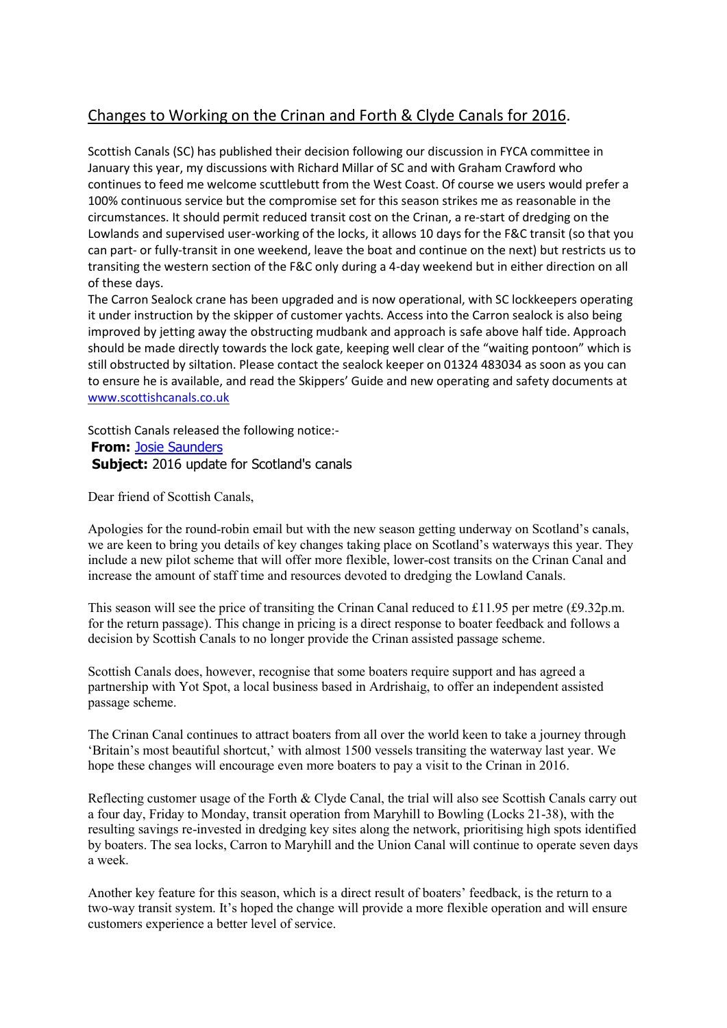# Changes to Working on the Crinan and Forth & Clyde Canals for 2016.

Scottish Canals (SC) has published their decision following our discussion in FYCA committee in January this year, my discussions with Richard Millar of SC and with Graham Crawford who continues to feed me welcome scuttlebutt from the West Coast. Of course we users would prefer a 100% continuous service but the compromise set for this season strikes me as reasonable in the circumstances. It should permit reduced transit cost on the Crinan, a re-start of dredging on the Lowlands and supervised user-working of the locks, it allows 10 days for the F&C transit (so that you can part- or fully-transit in one weekend, leave the boat and continue on the next) but restricts us to transiting the western section of the F&C only during a 4-day weekend but in either direction on all of these days.

The Carron Sealock crane has been upgraded and is now operational, with SC lockkeepers operating it under instruction by the skipper of customer yachts. Access into the Carron sealock is also being improved by jetting away the obstructing mudbank and approach is safe above half tide. Approach should be made directly towards the lock gate, keeping well clear of the "waiting pontoon" which is still obstructed by siltation. Please contact the sealock keeper on 01324 483034 as soon as you can to ensure he is available, and read the Skippers' Guide and new operating and safety documents at www.scottishcanals.co.uk

Scottish Canals released the following notice:-

**From:** Josie Saunders
**Subject:** 2016 update for Scotland's canals

Dear friend of Scottish Canals,

Apologies for the round-robin email but with the new season getting underway on Scotland's canals, we are keen to bring you details of key changes taking place on Scotland's waterways this year. They include a new pilot scheme that will offer more flexible, lower-cost transits on the Crinan Canal and increase the amount of staff time and resources devoted to dredging the Lowland Canals.

This season will see the price of transiting the Crinan Canal reduced to £11.95 per metre (£9.32p.m. for the return passage). This change in pricing is a direct response to boater feedback and follows a decision by Scottish Canals to no longer provide the Crinan assisted passage scheme.

Scottish Canals does, however, recognise that some boaters require support and has agreed a partnership with Yot Spot, a local business based in Ardrishaig, to offer an independent assisted passage scheme.

The Crinan Canal continues to attract boaters from all over the world keen to take a journey through 'Britain's most beautiful shortcut,' with almost 1500 vessels transiting the waterway last year. We hope these changes will encourage even more boaters to pay a visit to the Crinan in 2016.

Reflecting customer usage of the Forth & Clyde Canal, the trial will also see Scottish Canals carry out a four day, Friday to Monday, transit operation from Maryhill to Bowling (Locks 21-38), with the resulting savings re-invested in dredging key sites along the network, prioritising high spots identified by boaters. The sea locks, Carron to Maryhill and the Union Canal will continue to operate seven days a week.

Another key feature for this season, which is a direct result of boaters' feedback, is the return to a two-way transit system. It's hoped the change will provide a more flexible operation and will ensure customers experience a better level of service.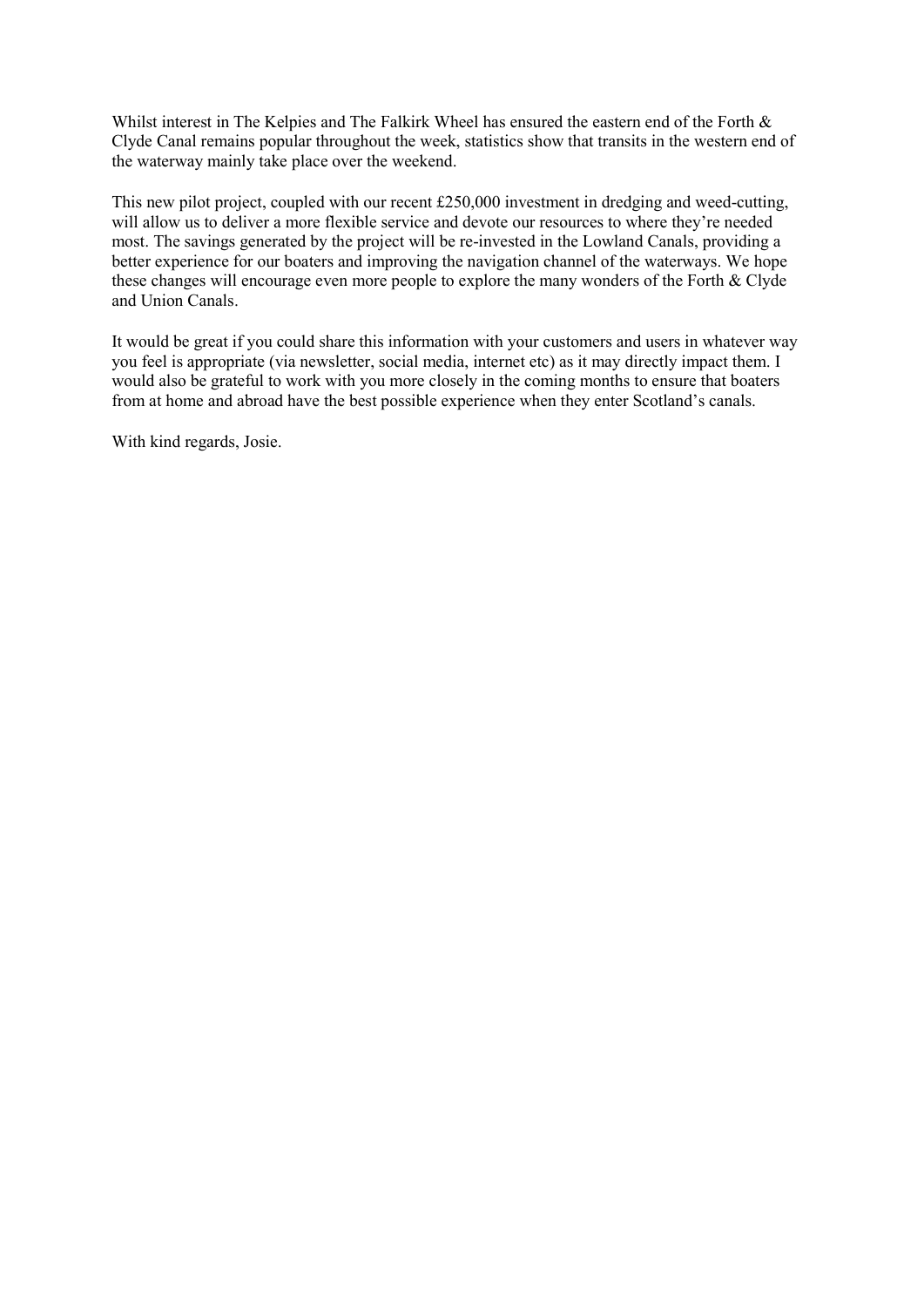Whilst interest in The Kelpies and The Falkirk Wheel has ensured the eastern end of the Forth & Clyde Canal remains popular throughout the week, statistics show that transits in the western end of the waterway mainly take place over the weekend.

This new pilot project, coupled with our recent £250,000 investment in dredging and weed-cutting, will allow us to deliver a more flexible service and devote our resources to where they're needed most. The savings generated by the project will be re-invested in the Lowland Canals, providing a better experience for our boaters and improving the navigation channel of the waterways. We hope these changes will encourage even more people to explore the many wonders of the Forth & Clyde and Union Canals.

It would be great if you could share this information with your customers and users in whatever way you feel is appropriate (via newsletter, social media, internet etc) as it may directly impact them. I would also be grateful to work with you more closely in the coming months to ensure that boaters from at home and abroad have the best possible experience when they enter Scotland's canals.

With kind regards, Josie.